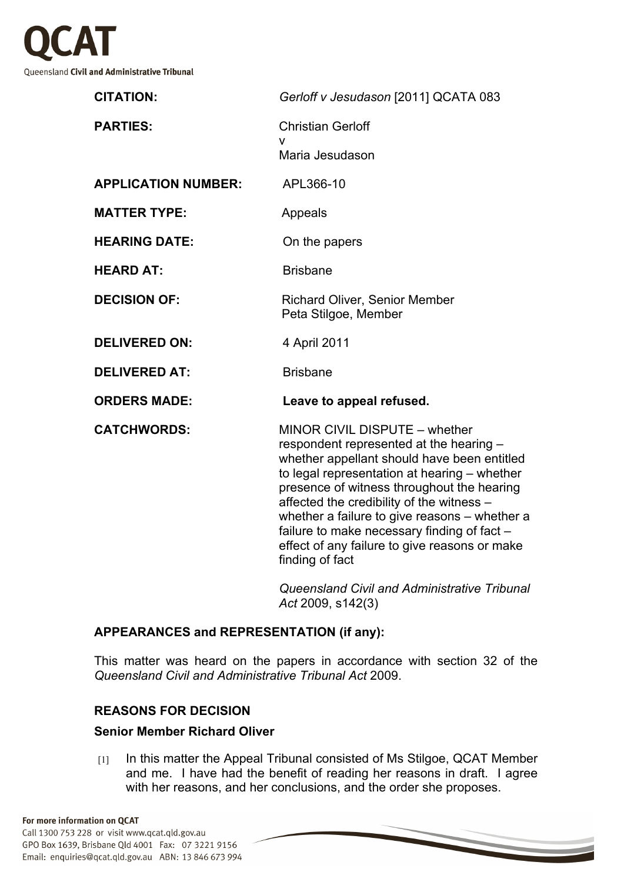# QCAT

Queensland **Civil and Administrative Tribunal**

| | |
|---|---|
| **CITATION:** | *Gerloff v Jesudason* [2011] QCATA 083 |
| **PARTIES:** | Christian Gerloff<br>v<br>Maria Jesudason |
| **APPLICATION NUMBER:** | APL366-10 |
| **MATTER TYPE:** | Appeals |
| **HEARING DATE:** | On the papers |
| **HEARD AT:** | Brisbane |
| **DECISION OF:** | Richard Oliver, Senior Member<br>Peta Stilgoe, Member |
| **DELIVERED ON:** | 4 April 2011 |
| **DELIVERED AT:** | Brisbane |
| **ORDERS MADE:** | **Leave to appeal refused.** |
| **CATCHWORDS:** | MINOR CIVIL DISPUTE – whether respondent represented at the hearing – whether appellant should have been entitled to legal representation at hearing – whether presence of witness throughout the hearing affected the credibility of the witness – whether a failure to give reasons – whether a failure to make necessary finding of fact – effect of any failure to give reasons or make finding of fact<br><br>*Queensland Civil and Administrative Tribunal Act* 2009, s142(3) |

## APPEARANCES and REPRESENTATION (if any):

This matter was heard on the papers in accordance with section 32 of the *Queensland Civil and Administrative Tribunal Act* 2009.

## REASONS FOR DECISION

### Senior Member Richard Oliver

[1] In this matter the Appeal Tribunal consisted of Ms Stilgoe, QCAT Member and me. I have had the benefit of reading her reasons in draft. I agree with her reasons, and her conclusions, and the order she proposes.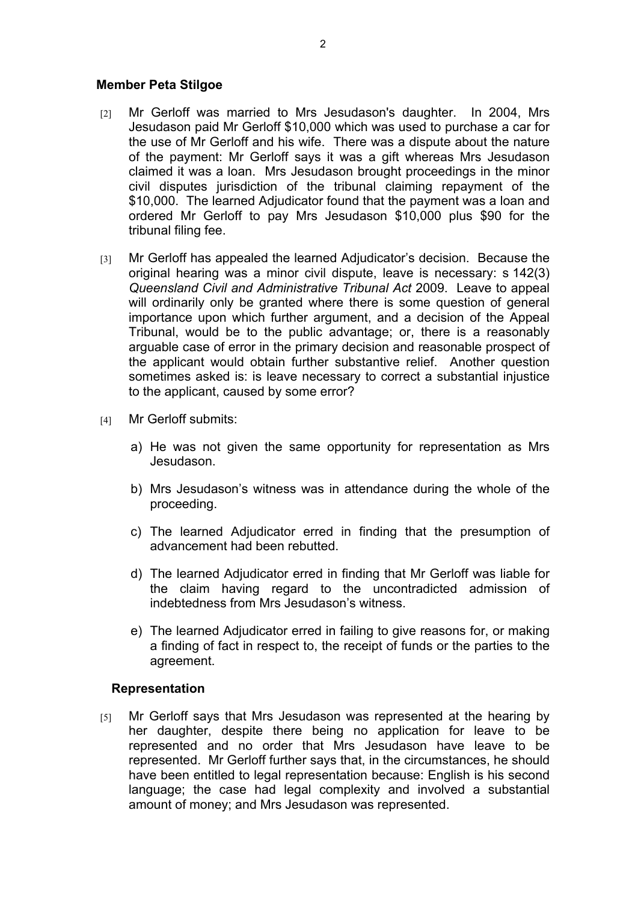**Member Peta Stilgoe**

[2] Mr Gerloff was married to Mrs Jesudason's daughter. In 2004, Mrs Jesudason paid Mr Gerloff $10,000 which was used to purchase a car for the use of Mr Gerloff and his wife. There was a dispute about the nature of the payment: Mr Gerloff says it was a gift whereas Mrs Jesudason claimed it was a loan. Mrs Jesudason brought proceedings in the minor civil disputes jurisdiction of the tribunal claiming repayment of the $10,000. The learned Adjudicator found that the payment was a loan and ordered Mr Gerloff to pay Mrs Jesudason $10,000 plus $90 for the tribunal filing fee.

[3] Mr Gerloff has appealed the learned Adjudicator's decision. Because the original hearing was a minor civil dispute, leave is necessary: s 142(3) *Queensland Civil and Administrative Tribunal Act* 2009. Leave to appeal will ordinarily only be granted where there is some question of general importance upon which further argument, and a decision of the Appeal Tribunal, would be to the public advantage; or, there is a reasonably arguable case of error in the primary decision and reasonable prospect of the applicant would obtain further substantive relief. Another question sometimes asked is: is leave necessary to correct a substantial injustice to the applicant, caused by some error?

[4] Mr Gerloff submits:

a) He was not given the same opportunity for representation as Mrs Jesudason.

b) Mrs Jesudason's witness was in attendance during the whole of the proceeding.

c) The learned Adjudicator erred in finding that the presumption of advancement had been rebutted.

d) The learned Adjudicator erred in finding that Mr Gerloff was liable for the claim having regard to the uncontradicted admission of indebtedness from Mrs Jesudason's witness.

e) The learned Adjudicator erred in failing to give reasons for, or making a finding of fact in respect to, the receipt of funds or the parties to the agreement.

**Representation**

[5] Mr Gerloff says that Mrs Jesudason was represented at the hearing by her daughter, despite there being no application for leave to be represented and no order that Mrs Jesudason have leave to be represented. Mr Gerloff further says that, in the circumstances, he should have been entitled to legal representation because: English is his second language; the case had legal complexity and involved a substantial amount of money; and Mrs Jesudason was represented.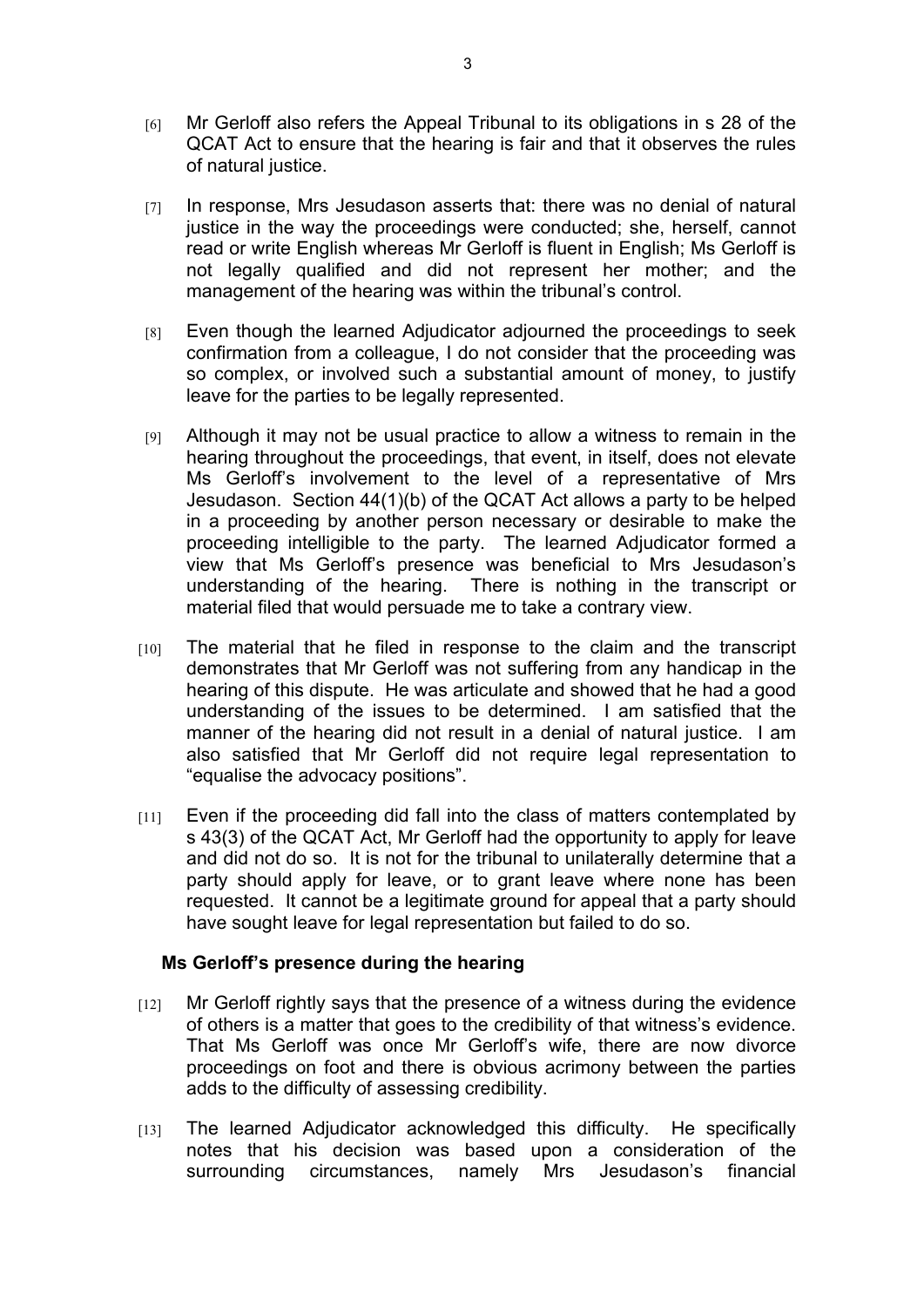[6] Mr Gerloff also refers the Appeal Tribunal to its obligations in s 28 of the QCAT Act to ensure that the hearing is fair and that it observes the rules of natural justice.

[7] In response, Mrs Jesudason asserts that: there was no denial of natural justice in the way the proceedings were conducted; she, herself, cannot read or write English whereas Mr Gerloff is fluent in English; Ms Gerloff is not legally qualified and did not represent her mother; and the management of the hearing was within the tribunal's control.

[8] Even though the learned Adjudicator adjourned the proceedings to seek confirmation from a colleague, I do not consider that the proceeding was so complex, or involved such a substantial amount of money, to justify leave for the parties to be legally represented.

[9] Although it may not be usual practice to allow a witness to remain in the hearing throughout the proceedings, that event, in itself, does not elevate Ms Gerloff's involvement to the level of a representative of Mrs Jesudason. Section 44(1)(b) of the QCAT Act allows a party to be helped in a proceeding by another person necessary or desirable to make the proceeding intelligible to the party. The learned Adjudicator formed a view that Ms Gerloff's presence was beneficial to Mrs Jesudason's understanding of the hearing. There is nothing in the transcript or material filed that would persuade me to take a contrary view.

[10] The material that he filed in response to the claim and the transcript demonstrates that Mr Gerloff was not suffering from any handicap in the hearing of this dispute. He was articulate and showed that he had a good understanding of the issues to be determined. I am satisfied that the manner of the hearing did not result in a denial of natural justice. I am also satisfied that Mr Gerloff did not require legal representation to "equalise the advocacy positions".

[11] Even if the proceeding did fall into the class of matters contemplated by s 43(3) of the QCAT Act, Mr Gerloff had the opportunity to apply for leave and did not do so. It is not for the tribunal to unilaterally determine that a party should apply for leave, or to grant leave where none has been requested. It cannot be a legitimate ground for appeal that a party should have sought leave for legal representation but failed to do so.

### Ms Gerloff's presence during the hearing

[12] Mr Gerloff rightly says that the presence of a witness during the evidence of others is a matter that goes to the credibility of that witness's evidence. That Ms Gerloff was once Mr Gerloff's wife, there are now divorce proceedings on foot and there is obvious acrimony between the parties adds to the difficulty of assessing credibility.

[13] The learned Adjudicator acknowledged this difficulty. He specifically notes that his decision was based upon a consideration of the surrounding circumstances, namely Mrs Jesudason's financial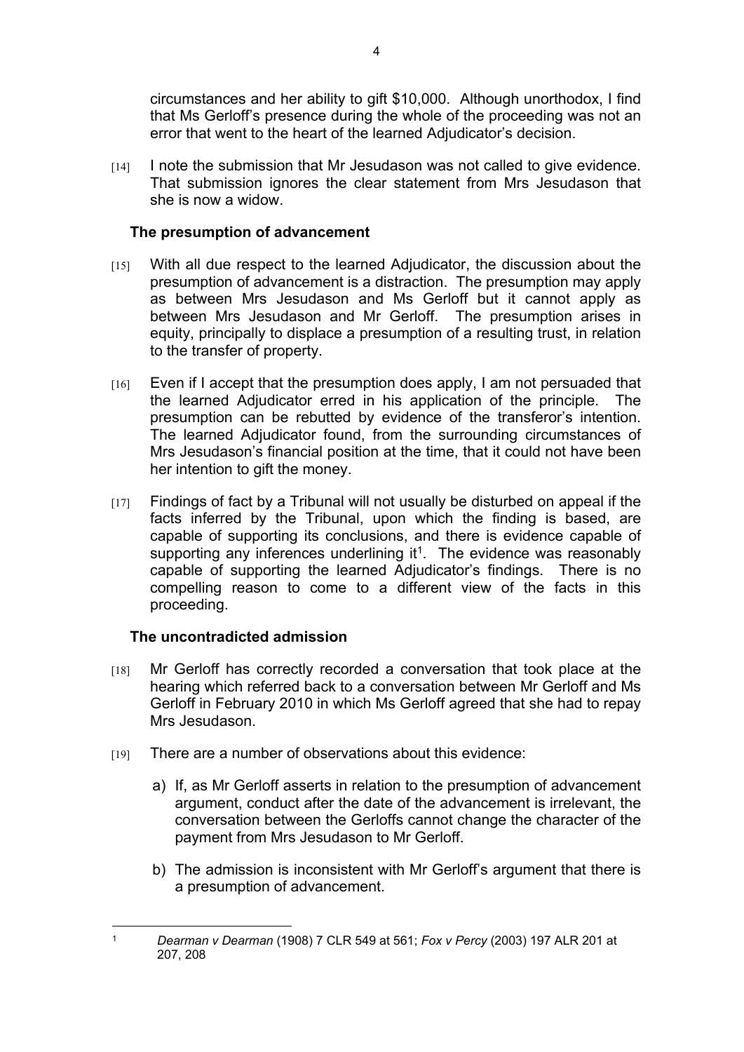circumstances and her ability to gift $10,000. Although unorthodox, I find that Ms Gerloff's presence during the whole of the proceeding was not an error that went to the heart of the learned Adjudicator's decision.

[14] I note the submission that Mr Jesudason was not called to give evidence. That submission ignores the clear statement from Mrs Jesudason that she is now a widow.

**The presumption of advancement**

[15] With all due respect to the learned Adjudicator, the discussion about the presumption of advancement is a distraction. The presumption may apply as between Mrs Jesudason and Ms Gerloff but it cannot apply as between Mrs Jesudason and Mr Gerloff. The presumption arises in equity, principally to displace a presumption of a resulting trust, in relation to the transfer of property.

[16] Even if I accept that the presumption does apply, I am not persuaded that the learned Adjudicator erred in his application of the principle. The presumption can be rebutted by evidence of the transferor's intention. The learned Adjudicator found, from the surrounding circumstances of Mrs Jesudason's financial position at the time, that it could not have been her intention to gift the money.

[17] Findings of fact by a Tribunal will not usually be disturbed on appeal if the facts inferred by the Tribunal, upon which the finding is based, are capable of supporting its conclusions, and there is evidence capable of supporting any inferences underlining it[1]. The evidence was reasonably capable of supporting the learned Adjudicator's findings. There is no compelling reason to come to a different view of the facts in this proceeding.

**The uncontradicted admission**

[18] Mr Gerloff has correctly recorded a conversation that took place at the hearing which referred back to a conversation between Mr Gerloff and Ms Gerloff in February 2010 in which Ms Gerloff agreed that she had to repay Mrs Jesudason.

[19] There are a number of observations about this evidence:

a) If, as Mr Gerloff asserts in relation to the presumption of advancement argument, conduct after the date of the advancement is irrelevant, the conversation between the Gerloffs cannot change the character of the payment from Mrs Jesudason to Mr Gerloff.

b) The admission is inconsistent with Mr Gerloff's argument that there is a presumption of advancement.

---

[1] *Dearman v Dearman* (1908) 7 CLR 549 at 561; *Fox v Percy* (2003) 197 ALR 201 at 207, 208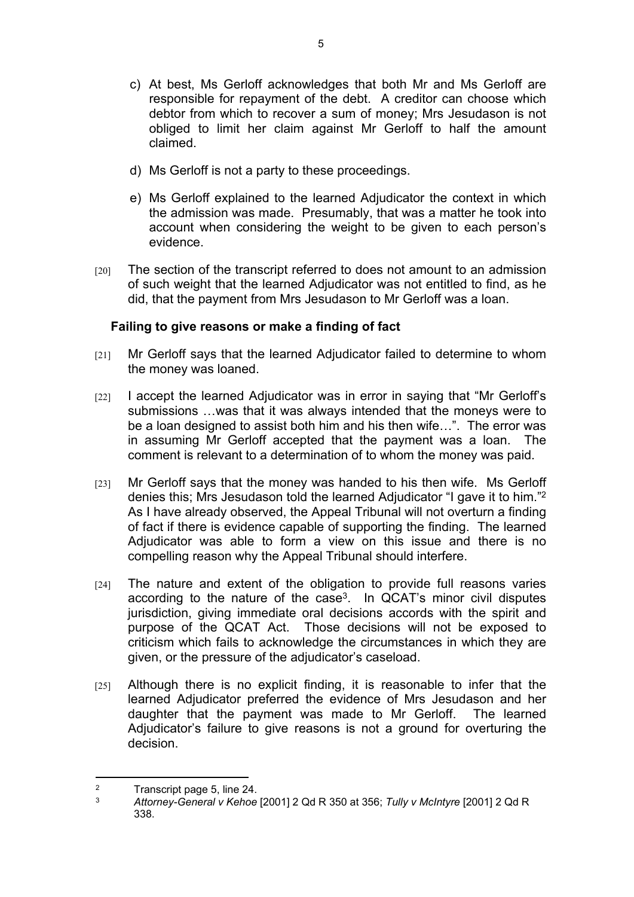c) At best, Ms Gerloff acknowledges that both Mr and Ms Gerloff are responsible for repayment of the debt. A creditor can choose which debtor from which to recover a sum of money; Mrs Jesudason is not obliged to limit her claim against Mr Gerloff to half the amount claimed.

d) Ms Gerloff is not a party to these proceedings.

e) Ms Gerloff explained to the learned Adjudicator the context in which the admission was made. Presumably, that was a matter he took into account when considering the weight to be given to each person's evidence.

[20] The section of the transcript referred to does not amount to an admission of such weight that the learned Adjudicator was not entitled to find, as he did, that the payment from Mrs Jesudason to Mr Gerloff was a loan.

**Failing to give reasons or make a finding of fact**

[21] Mr Gerloff says that the learned Adjudicator failed to determine to whom the money was loaned.

[22] I accept the learned Adjudicator was in error in saying that "Mr Gerloff's submissions …was that it was always intended that the moneys were to be a loan designed to assist both him and his then wife…". The error was in assuming Mr Gerloff accepted that the payment was a loan. The comment is relevant to a determination of to whom the money was paid.

[23] Mr Gerloff says that the money was handed to his then wife. Ms Gerloff denies this; Mrs Jesudason told the learned Adjudicator "I gave it to him."[2] As I have already observed, the Appeal Tribunal will not overturn a finding of fact if there is evidence capable of supporting the finding. The learned Adjudicator was able to form a view on this issue and there is no compelling reason why the Appeal Tribunal should interfere.

[24] The nature and extent of the obligation to provide full reasons varies according to the nature of the case[3]. In QCAT's minor civil disputes jurisdiction, giving immediate oral decisions accords with the spirit and purpose of the QCAT Act. Those decisions will not be exposed to criticism which fails to acknowledge the circumstances in which they are given, or the pressure of the adjudicator's caseload.

[25] Although there is no explicit finding, it is reasonable to infer that the learned Adjudicator preferred the evidence of Mrs Jesudason and her daughter that the payment was made to Mr Gerloff. The learned Adjudicator's failure to give reasons is not a ground for overturing the decision.

---

[2] Transcript page 5, line 24.

[3] *Attorney-General v Kehoe* [2001] 2 Qd R 350 at 356; *Tully v McIntyre* [2001] 2 Qd R 338.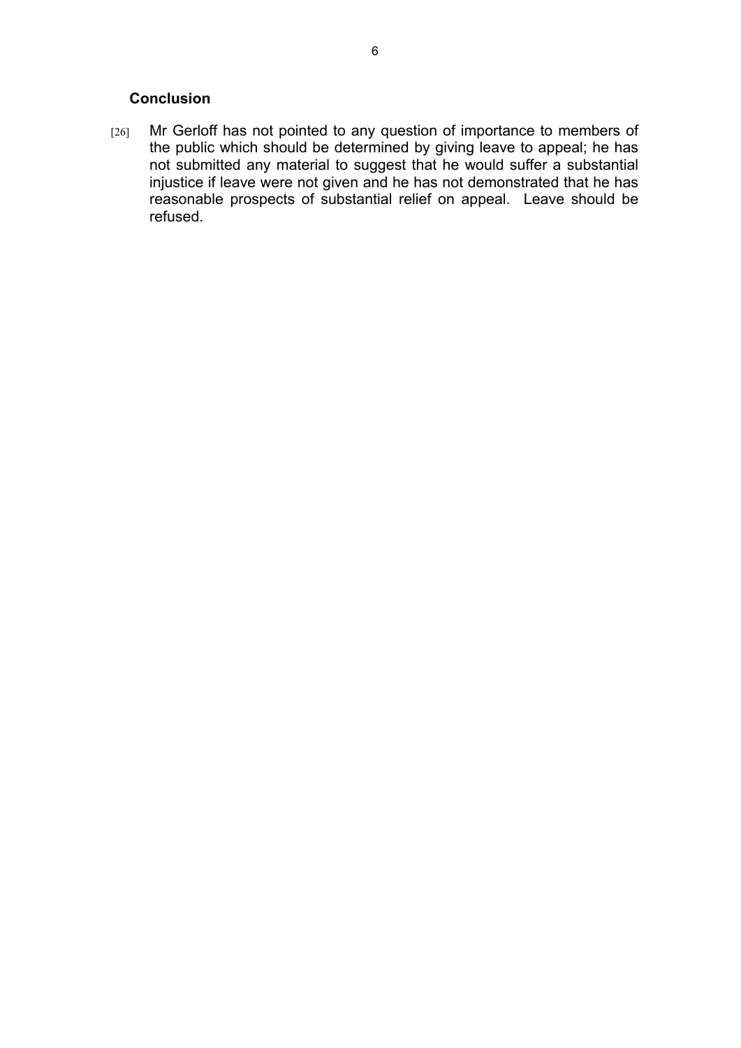## Conclusion

[26] Mr Gerloff has not pointed to any question of importance to members of the public which should be determined by giving leave to appeal; he has not submitted any material to suggest that he would suffer a substantial injustice if leave were not given and he has not demonstrated that he has reasonable prospects of substantial relief on appeal. Leave should be refused.